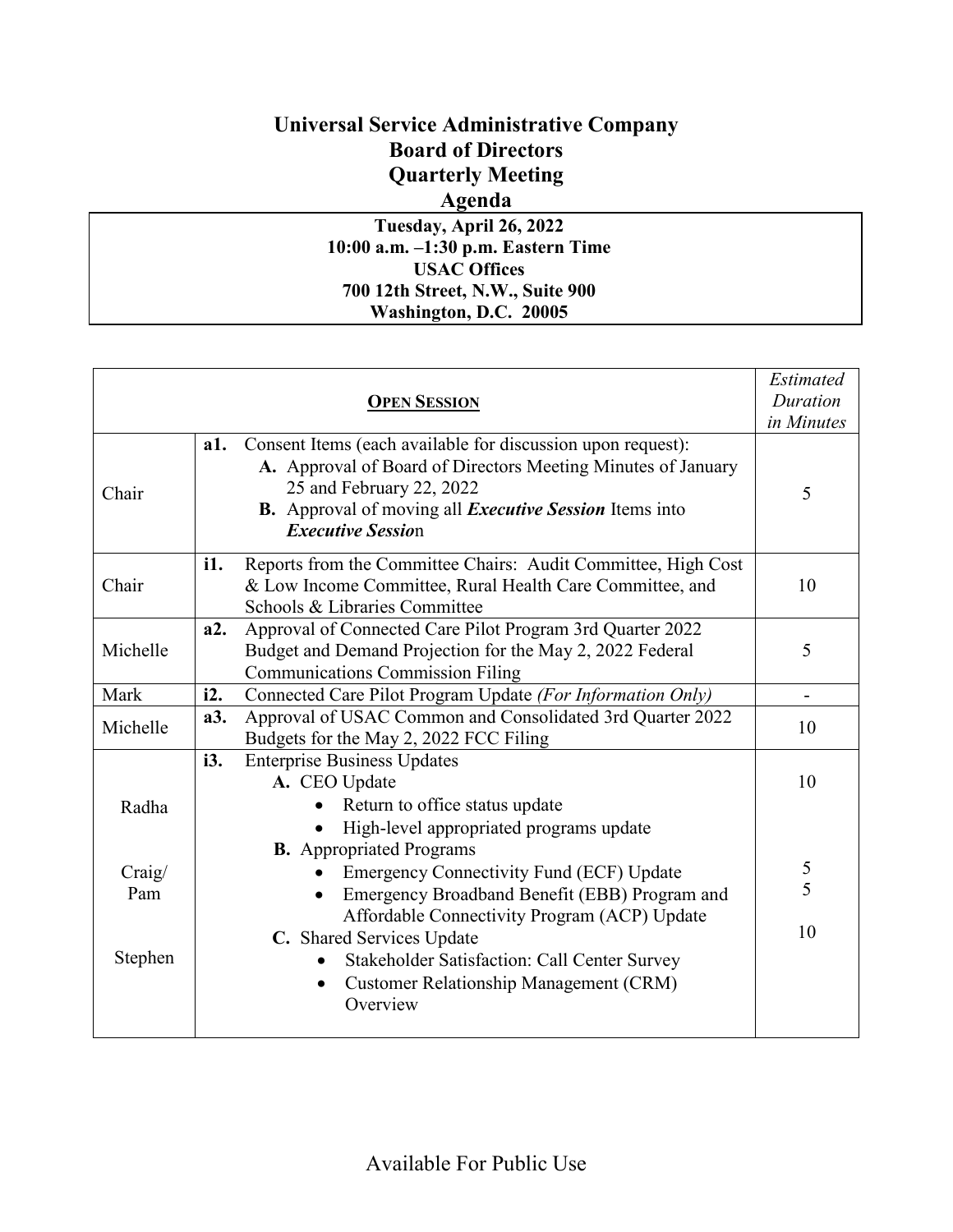# Universal Service Administrative Company
## Board of Directors
## Quarterly Meeting
## Agenda

**Tuesday, April 26, 2022**
**10:00 a.m. –1:30 p.m. Eastern Time**
**USAC Offices**
**700 12th Street, N.W., Suite 900**
**Washington, D.C. 20005**

| **OPEN SESSION** | | *Estimated Duration in Minutes* |
|---|---|---|
| Chair | **a1.** Consent Items (each available for discussion upon request):<br>**A.** Approval of Board of Directors Meeting Minutes of January 25 and February 22, 2022<br>**B.** Approval of moving all ***Executive Session*** Items into ***Executive Sessio***n | 5 |
| Chair | **i1.** Reports from the Committee Chairs: Audit Committee, High Cost & Low Income Committee, Rural Health Care Committee, and Schools & Libraries Committee | 10 |
| Michelle | **a2.** Approval of Connected Care Pilot Program 3rd Quarter 2022 Budget and Demand Projection for the May 2, 2022 Federal Communications Commission Filing | 5 |
| Mark | **i2.** Connected Care Pilot Program Update *(For Information Only)* | - |
| Michelle | **a3.** Approval of USAC Common and Consolidated 3rd Quarter 2022 Budgets for the May 2, 2022 FCC Filing | 10 |
| Radha<br><br>Craig/<br>Pam<br><br>Stephen | **i3.** Enterprise Business Updates<br>**A.** CEO Update<br>• Return to office status update<br>• High-level appropriated programs update<br>**B.** Appropriated Programs<br>• Emergency Connectivity Fund (ECF) Update<br>• Emergency Broadband Benefit (EBB) Program and Affordable Connectivity Program (ACP) Update<br>**C.** Shared Services Update<br>• Stakeholder Satisfaction: Call Center Survey<br>• Customer Relationship Management (CRM) Overview | 10<br><br>5<br>5<br><br>10 |

Available For Public Use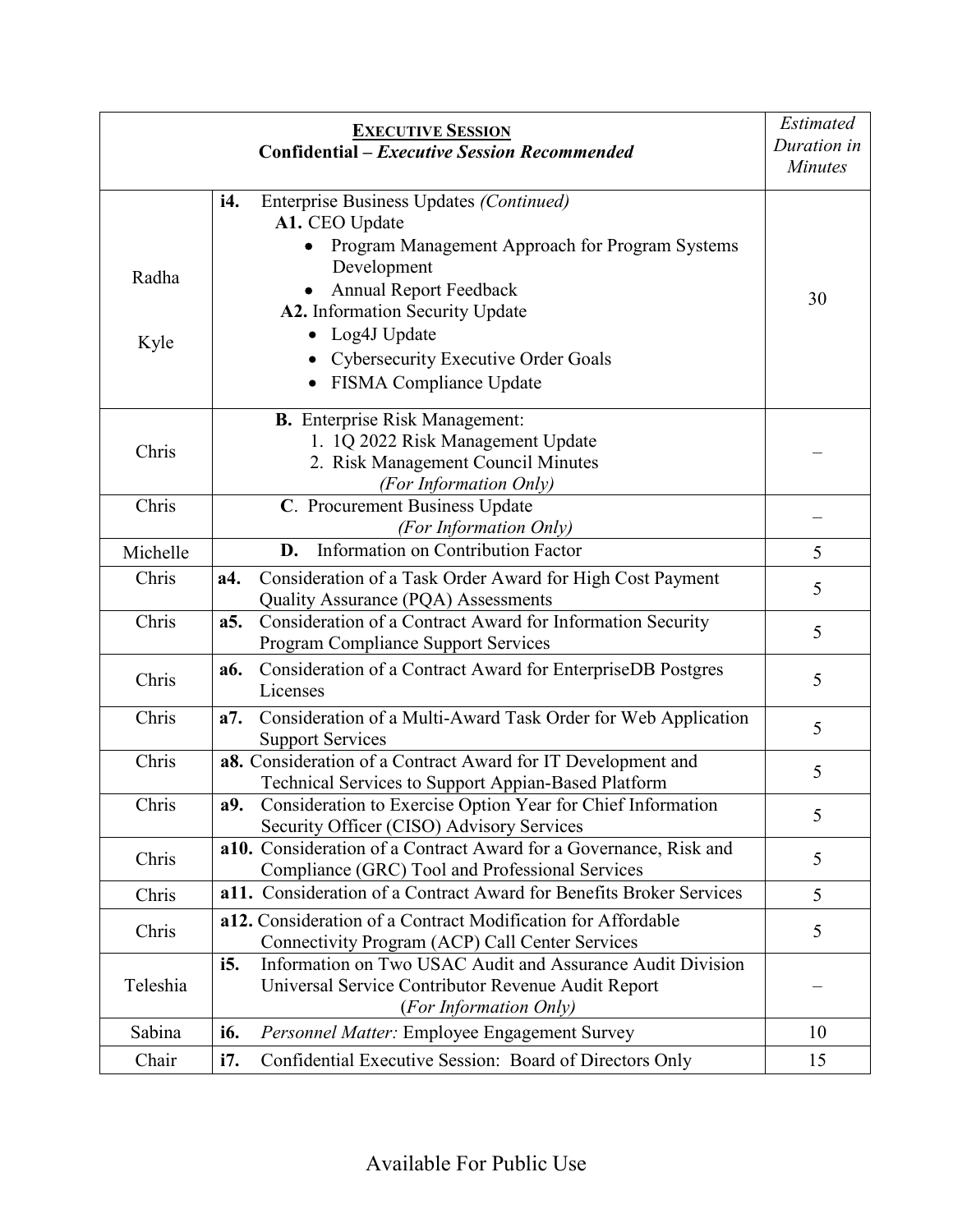| | **EXECUTIVE SESSION**<br>**Confidential – *Executive Session Recommended*** | *Estimated Duration in Minutes* |
|---|---|---|
| Radha<br><br>Kyle | **i4.** Enterprise Business Updates *(Continued)*<br>**A1.** CEO Update<br>• Program Management Approach for Program Systems Development<br>• Annual Report Feedback<br>**A2.** Information Security Update<br>• Log4J Update<br>• Cybersecurity Executive Order Goals<br>• FISMA Compliance Update | 30 |
| Chris | **B.** Enterprise Risk Management:<br>1. 1Q 2022 Risk Management Update<br>2. Risk Management Council Minutes<br>*(For Information Only)* | – |
| Chris | **C**. Procurement Business Update<br>*(For Information Only)* | – |
| Michelle | **D.** Information on Contribution Factor | 5 |
| Chris | **a4.** Consideration of a Task Order Award for High Cost Payment Quality Assurance (PQA) Assessments | 5 |
| Chris | **a5.** Consideration of a Contract Award for Information Security Program Compliance Support Services | 5 |
| Chris | **a6.** Consideration of a Contract Award for EnterpriseDB Postgres Licenses | 5 |
| Chris | **a7.** Consideration of a Multi-Award Task Order for Web Application Support Services | 5 |
| Chris | **a8.** Consideration of a Contract Award for IT Development and Technical Services to Support Appian-Based Platform | 5 |
| Chris | **a9.** Consideration to Exercise Option Year for Chief Information Security Officer (CISO) Advisory Services | 5 |
| Chris | **a10.** Consideration of a Contract Award for a Governance, Risk and Compliance (GRC) Tool and Professional Services | 5 |
| Chris | **a11.** Consideration of a Contract Award for Benefits Broker Services | 5 |
| Chris | **a12.** Consideration of a Contract Modification for Affordable Connectivity Program (ACP) Call Center Services | 5 |
| Teleshia | **i5.** Information on Two USAC Audit and Assurance Audit Division Universal Service Contributor Revenue Audit Report<br>(*For Information Only)* | – |
| Sabina | **i6.** *Personnel Matter:* Employee Engagement Survey | 10 |
| Chair | **i7.** Confidential Executive Session: Board of Directors Only | 15 |

Available For Public Use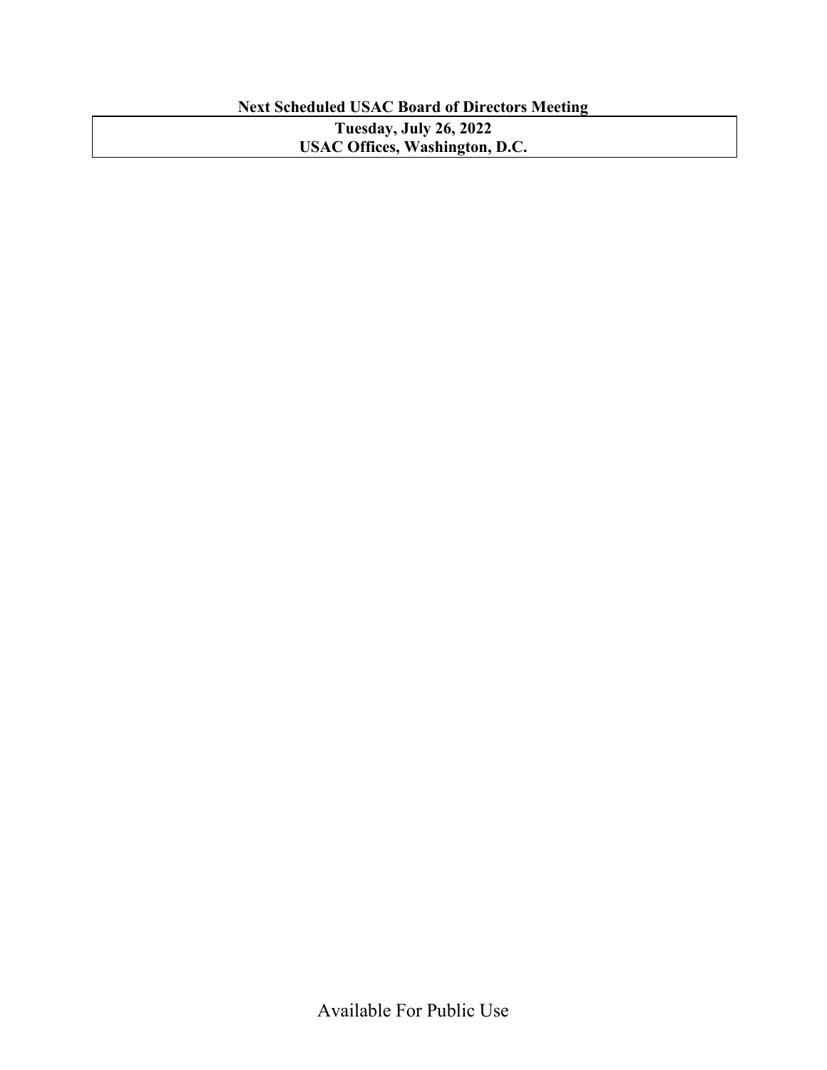**Next Scheduled USAC Board of Directors Meeting**

| |
|---|
| **Tuesday, July 26, 2022** <br> **USAC Offices, Washington, D.C.** |

Available For Public Use